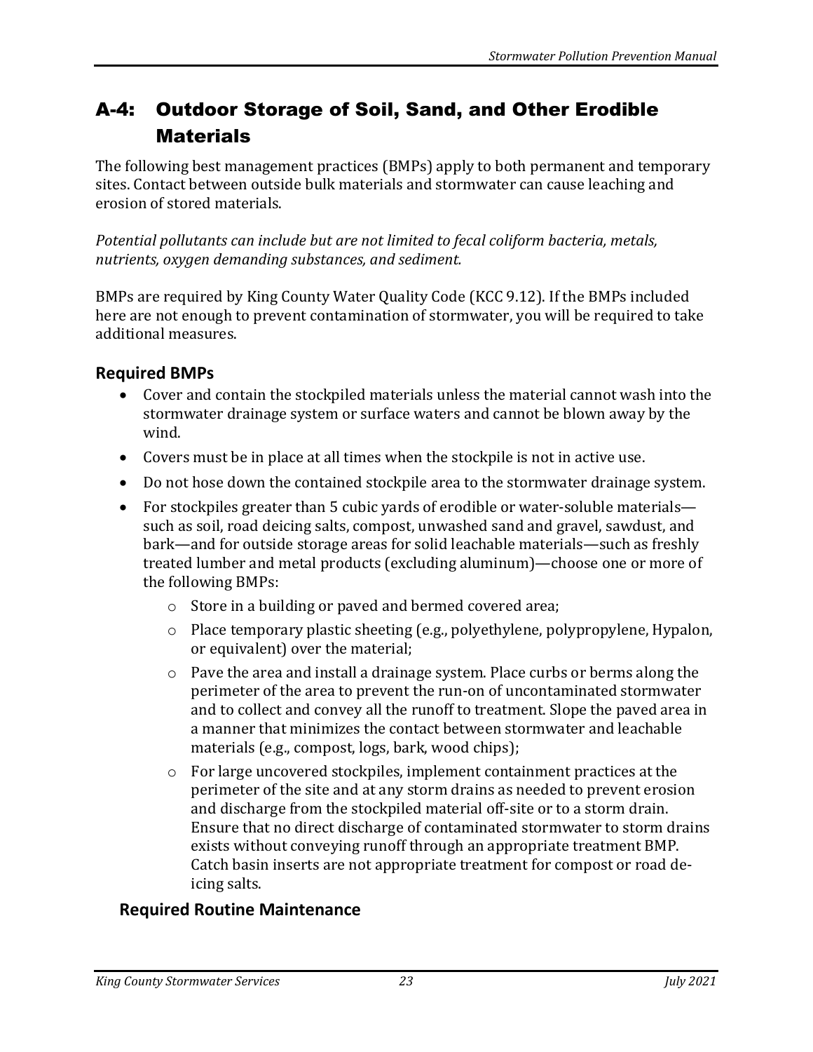# A-4: Outdoor Storage of Soil, Sand, and Other Erodible Materials

The following best management practices (BMPs) apply to both permanent and temporary sites. Contact between outside bulk materials and stormwater can cause leaching and erosion of stored materials.

*Potential pollutants can include but are not limited to fecal coliform bacteria, metals, nutrients, oxygen demanding substances, and sediment.*

BMPs are required by King County Water Quality Code (KCC 9.12). If the BMPs included here are not enough to prevent contamination of stormwater, you will be required to take additional measures.

## Required BMPs

- Cover and contain the stockpiled materials unless the material cannot wash into the stormwater drainage system or surface waters and cannot be blown away by the wind.
- Covers must be in place at all times when the stockpile is not in active use.
- Do not hose down the contained stockpile area to the stormwater drainage system.
- For stockpiles greater than 5 cubic yards of erodible or water-soluble materials—such as soil, road deicing salts, compost, unwashed sand and gravel, sawdust, and bark—and for outside storage areas for solid leachable materials—such as freshly treated lumber and metal products (excluding aluminum)—choose one or more of the following BMPs:
    - Store in a building or paved and bermed covered area;
    - Place temporary plastic sheeting (e.g., polyethylene, polypropylene, Hypalon, or equivalent) over the material;
    - Pave the area and install a drainage system. Place curbs or berms along the perimeter of the area to prevent the run-on of uncontaminated stormwater and to collect and convey all the runoff to treatment. Slope the paved area in a manner that minimizes the contact between stormwater and leachable materials (e.g., compost, logs, bark, wood chips);
    - For large uncovered stockpiles, implement containment practices at the perimeter of the site and at any storm drains as needed to prevent erosion and discharge from the stockpiled material off-site or to a storm drain. Ensure that no direct discharge of contaminated stormwater to storm drains exists without conveying runoff through an appropriate treatment BMP. Catch basin inserts are not appropriate treatment for compost or road de-icing salts.

## Required Routine Maintenance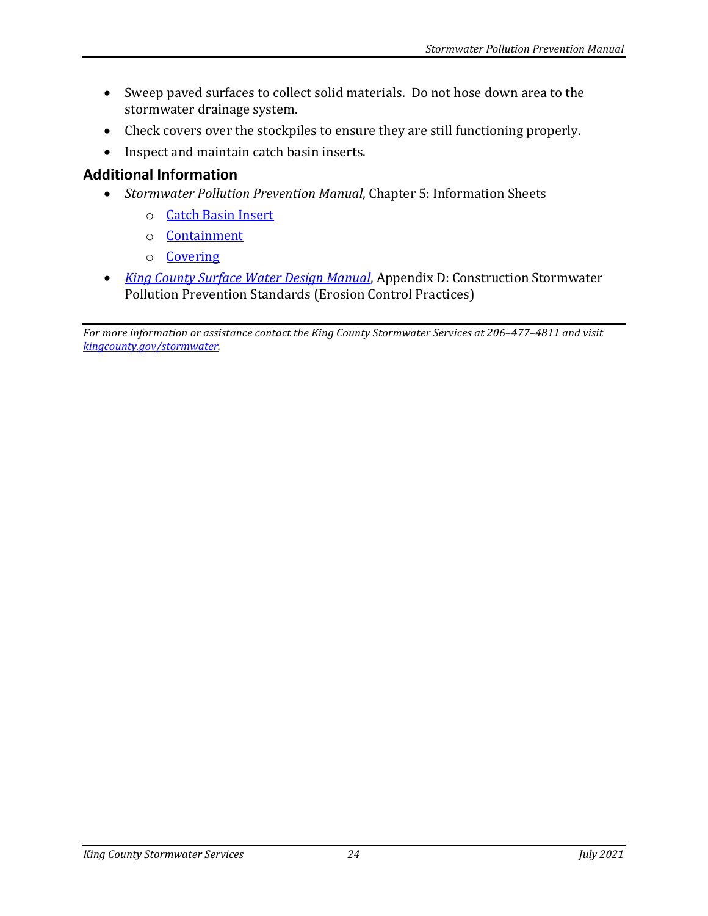- Sweep paved surfaces to collect solid materials. Do not hose down area to the stormwater drainage system.
- Check covers over the stockpiles to ensure they are still functioning properly.
- Inspect and maintain catch basin inserts.

## Additional Information

- *Stormwater Pollution Prevention Manual*, Chapter 5: Information Sheets
    - Catch Basin Insert
    - Containment
    - Covering
- *King County Surface Water Design Manual*, Appendix D: Construction Stormwater Pollution Prevention Standards (Erosion Control Practices)

*For more information or assistance contact the King County Stormwater Services at 206–477–4811 and visit kingcounty.gov/stormwater.*